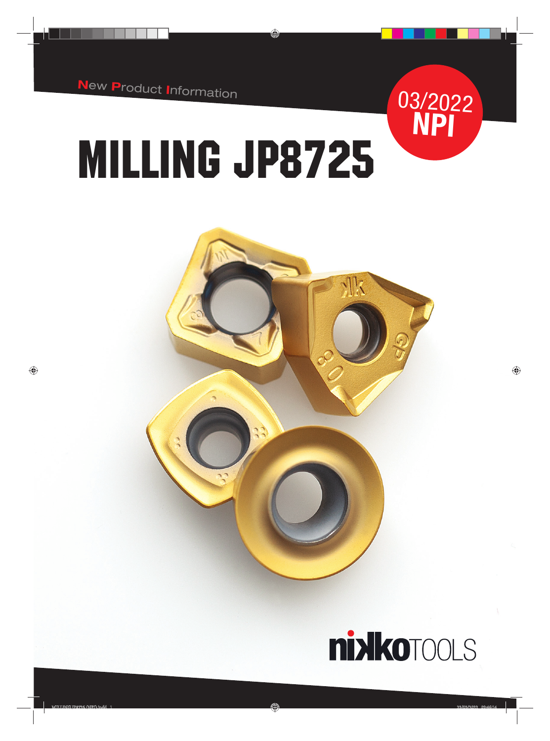New Product Information

03/2022 NPI

# MILLING JP8725

nikkoTOOLS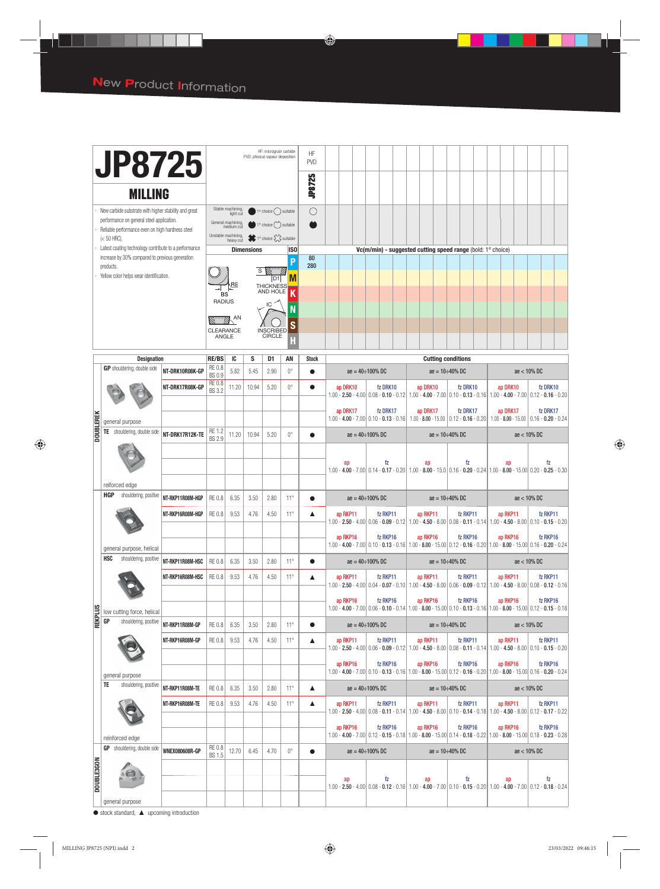# New Product Information

## JP8725

### MILLING

HF: micrograin carbide
PVD: phisical vapour deposition

| | |
|---|---|
| HF PVD | JP8725 |

- New carbide substrate with higher stability and great performance on general steel application.
- Reliable performance even on high hardness steel (< 50 HRC).
- Latest coating technology contribute to a performance increase by 30% compared to previous generation products.
- Yellow color helps wear identification.

| Machining | JP8725 |
|---|---|
| Stable machining, light cut | ○ suitable |
| General machining, medium cut | ● 1st choice |
| Unstable machining, heavy cut | |

Dimensions: RE / BS RADIUS; S / D1 THICKNESS AND HOLE; AN CLEARANCE ANGLE; IC INSCRIBED CIRCLE

| ISO | Vc(m/min) - suggested cutting speed range (bold: 1st choice) |
|---|---|
| P | 80 - 280 |
| M | |
| K | |
| N | |
| S | |
| H | |

| Family | Type | Designation | RE/BS | IC | S | D1 | AN | Stock | ae = 40÷100% DC ap | ae = 40÷100% DC fz | ae = 10÷40% DC ap | ae = 10÷40% DC fz | ae < 10% DC ap | ae < 10% DC fz |
|---|---|---|---|---|---|---|---|---|---|---|---|---|---|---|
| DOUBLEREK | GP shouldering, double side – general purpose | NT-DRK10R08K-GP | RE 0.8 BS 0.9 | 5.82 | 5.45 | 2.90 | 0° | ● | ap DRK10: 1.00 - **2.50** - 4.00 | fz DRK10: 0.08 - **0.10** - 0.12 | ap DRK10: 1.00 - **4.00** - 7.00 | fz DRK10: 0.10 - **0.13** - 0.16 | ap DRK10: 1.00 - **4.00** - 7.00 | fz DRK10: 0.12 - **0.16** - 0.20 |
| | | NT-DRK17R08K-GP | RE 0.8 BS 3.2 | 11.20 | 10.94 | 5.20 | 0° | ● | ap DRK17: 1.00 - **4.00** - 7.00 | fz DRK17: 0.10 - **0.13** - 0.16 | ap DRK17: 1.00 - **8.00** - 15.00 | fz DRK17: 0.12 - **0.16** - 0.20 | ap DRK17: 1.00 - **8.00** - 15.00 | fz DRK17: 0.16 - **0.20** - 0.24 |
| | TE shouldering, double side – reiforced edge | NT-DRK17R12K-TE | RE 1.2 BS 2.9 | 11.20 | 10.94 | 5.20 | 0° | ● | ap: 1.00 - **4.00** - 7.00 | fz: 0.14 - **0.17** - 0.20 | ap: 1.00 - **8.00** - 15.0 | fz: 0.16 - **0.20** - 0.24 | ap: 1.00 - **8.00** - 15.00 | fz: 0.20 - **0.25** - 0.30 |
| REKPLUS | HGP shouldering, positive – general purpose, helical | NT-RKP11R08M-HGP | RE 0.8 | 6.35 | 3.50 | 2.80 | 11° | ● | ap RKP11: 1.00 - **2.50** - 4.00 | fz RKP11: 0.06 - **0.09** - 0.12 | ap RKP11: 1.00 - **4.50** - 8.00 | fz RKP11: 0.08 - **0.11** - 0.14 | ap RKP11: 1.00 - **4.50** - 8.00 | fz RKP11: 0.10 - **0.15** - 0.20 |
| | | NT-RKP16R08M-HGP | RE 0.8 | 9.53 | 4.76 | 4.50 | 11° | ▲ | ap RKP16: 1.00 - **4.00** - 7.00 | fz RKP16: 0.10 - **0.13** - 0.16 | ap RKP16: 1.00 - **8.00** - 15.00 | fz RKP16: 0.12 - **0.16** - 0.20 | ap RKP16: 1.00 - **8.00** - 15.00 | fz RKP16: 0.16 - **0.20** - 0.24 |
| | HSC shouldering, positive – low cutting force, helical | NT-RKP11R08M-HSC | RE 0.8 | 6.35 | 3.50 | 2.80 | 11° | ● | ap RKP11: 1.00 - **2.50** - 4.00 | fz RKP11: 0.04 - **0.07** - 0.10 | ap RKP11: 1.00 - **4.50** - 8.00 | fz RKP11: 0.06 - **0.09** - 0.12 | ap RKP11: 1.00 - **4.50** - 8.00 | fz RKP11: 0.08 - **0.12** - 0.16 |
| | | NT-RKP16R08M-HSC | RE 0.8 | 9.53 | 4.76 | 4.50 | 11° | ▲ | ap RKP16: 1.00 - **4.00** - 7.00 | fz RKP16: 0.06 - **0.10** - 0.14 | ap RKP16: 1.00 - **8.00** - 15.00 | fz RKP16: 0.10 - **0.13** - 0.16 | ap RKP16: 1.00 - **8.00** - 15.00 | fz RKP16: 0.12 - **0.15** - 0.18 |
| | GP shouldering, positive – general purpose | NT-RKP11R08M-GP | RE 0.8 | 6.35 | 3.50 | 2.80 | 11° | ● | ap RKP11: 1.00 - **2.50** - 4.00 | fz RKP11: 0.06 - **0.09** - 0.12 | ap RKP11: 1.00 - **4.50** - 8.00 | fz RKP11: 0.08 - **0.11** - 0.14 | ap RKP11: 1.00 - **4.50** - 8.00 | fz RKP11: 0.10 - **0.15** - 0.20 |
| | | NT-RKP16R08M-GP | RE 0.8 | 9.53 | 4.76 | 4.50 | 11° | ▲ | ap RKP16: 1.00 - **4.00** - 7.00 | fz RKP16: 0.10 - **0.13** - 0.16 | ap RKP16: 1.00 - **8.00** - 15.00 | fz RKP16: 0.12 - **0.16** - 0.20 | ap RKP16: 1.00 - **8.00** - 15.00 | fz RKP16: 0.16 - **0.20** - 0.24 |
| | TE shouldering, positive – reinforced edge | NT-RKP11R08M-TE | RE 0.8 | 6.35 | 3.50 | 2.80 | 11° | ▲ | ap RKP11: 1.00 - **2.50** - 4.00 | fz RKP11: 0.08 - **0.11** - 0.14 | ap RKP11: 1.00 - **4.50** - 8.00 | fz RKP11: 0.10 - **0.14** - 0.18 | ap RKP11: 1.00 - **4.50** - 8.00 | fz RKP11: 0.12 - **0.17** - 0.22 |
| | | NT-RKP16R08M-TE | RE 0.8 | 9.53 | 4.76 | 4.50 | 11° | ▲ | ap RKP16: 1.00 - **4.00** - 7.00 | fz RKP16: 0.12 - **0.15** - 0.18 | ap RKP16: 1.00 - **8.00** - 15.00 | fz RKP16: 0.14 - **0.18** - 0.22 | ap RKP16: 1.00 - **8.00** - 15.00 | fz RKP16: 0.18 - **0.23** - 0.28 |
| DOUBLE3GON | GP shouldering, double side – general purpose | WNEX080608R-GP | RE 0.8 BS 1.5 | 12.70 | 6.45 | 4.70 | 0° | ● | ap: 1.00 - **2.50** - 4.00 | fz: 0.08 - **0.12** - 0.16 | ap: 1.00 - **4.00** - 7.00 | fz: 0.10 - **0.15** - 0.20 | ap: 1.00 - **4.00** - 7.00 | fz: 0.12 - **0.18** - 0.24 |

● stock standard, ▲ upcoming introduction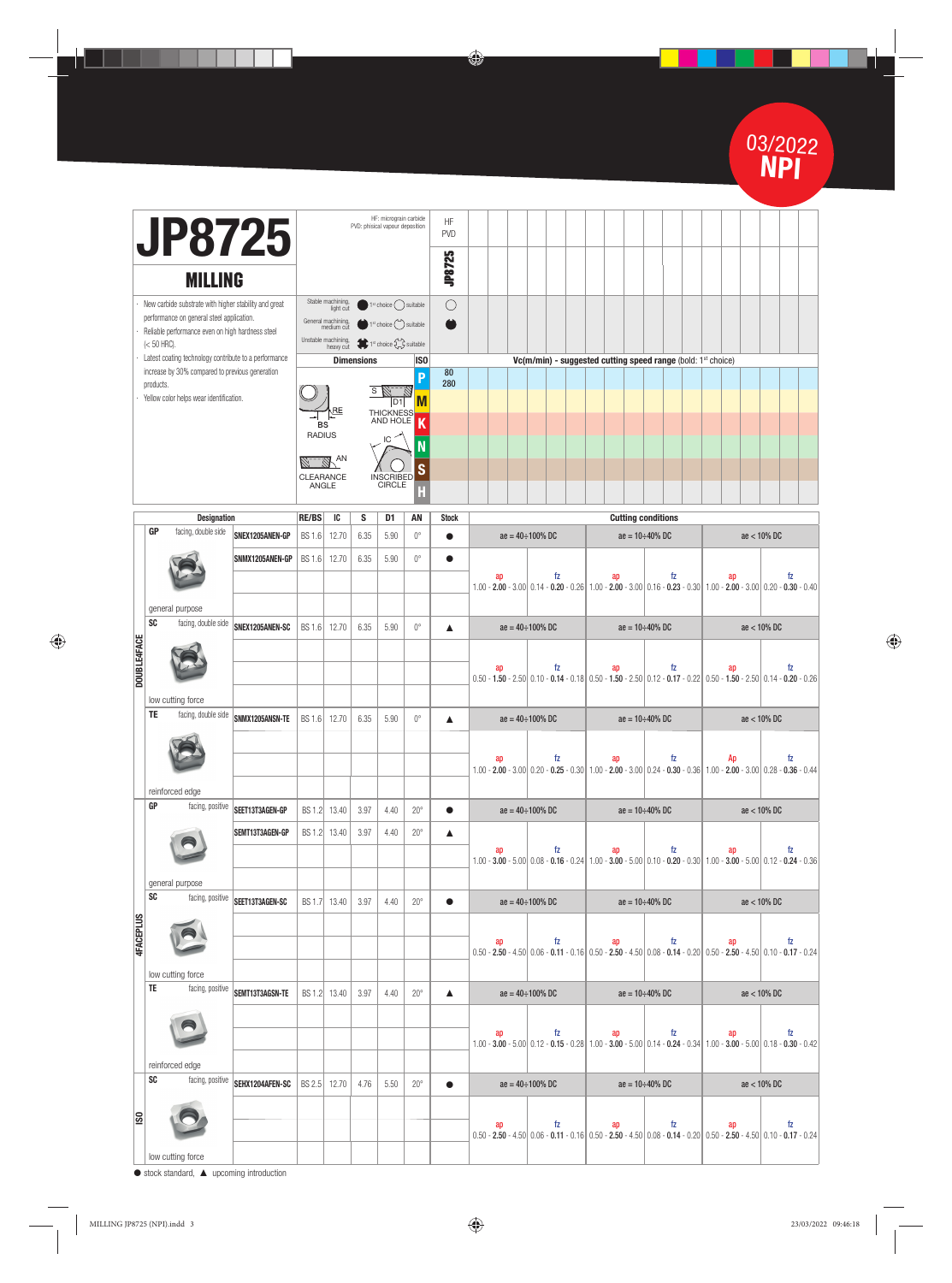03/2022 **NPI**

# JP8725

## MILLING

HF: micrograin carbide
PVD: phisical vapour deposition

- New carbide substrate with higher stability and great performance on general steel application.
- Reliable performance even on high hardness steel (< 50 HRC).
- Latest coating technology contribute to a performance increase by 30% compared to previous generation products.
- Yellow color helps wear identification.

| | | JP8725 (HF PVD) |
|---|---|---|
| Stable machining, light cut | ● 1st choice ○ suitable | ○ |
| General machining, medium cut | ● 1st choice ○ suitable | ● |
| Unstable machining, heavy cut | 1st choice / suitable | |

Dimensions: RE/BS RADIUS, S THICKNESS AND HOLE D1, AN CLEARANCE ANGLE, IC INSCRIBED CIRCLE

Vc(m/min) - suggested cutting speed range (bold: 1st choice)

| ISO | Vc (m/min) |
|---|---|
| P | 80 - 280 |
| M | |
| K | |
| N | |
| S | |
| H | |

| Family | Type | Designation | RE/BS | IC | S | D1 | AN | Stock | ae = 40÷100% DC ap | ae = 40÷100% DC fz | ae = 10÷40% DC ap | ae = 10÷40% DC fz | ae < 10% DC ap | ae < 10% DC fz |
|---|---|---|---|---|---|---|---|---|---|---|---|---|---|---|
| DOUBLE4FACE | GP facing, double side – general purpose | SNEX1205ANEN-GP | BS 1.6 | 12.70 | 6.35 | 5.90 | 0° | ● | 1.00 - **2.00** - 3.00 | 0.14 - **0.20** - 0.26 | 1.00 - **2.00** - 3.00 | 0.16 - **0.23** - 0.30 | 1.00 - **2.00** - 3.00 | 0.20 - **0.30** - 0.40 |
| | | SNMX1205ANEN-GP | BS 1.6 | 12.70 | 6.35 | 5.90 | 0° | ● | | | | | | |
| | SC facing, double side – low cutting force | SNEX1205ANEN-SC | BS 1.6 | 12.70 | 6.35 | 5.90 | 0° | ▲ | 0.50 - **1.50** - 2.50 | 0.10 - **0.14** - 0.18 | 0.50 - **1.50** - 2.50 | 0.12 - **0.17** - 0.22 | 0.50 - **1.50** - 2.50 | 0.14 - **0.20** - 0.26 |
| | TE facing, double side – reinforced edge | SNMX1205ANSN-TE | BS 1.6 | 12.70 | 6.35 | 5.90 | 0° | ▲ | 1.00 - **2.00** - 3.00 | 0.20 - **0.25** - 0.30 | 1.00 - **2.00** - 3.00 | 0.24 - **0.30** - 0.36 | 1.00 - **2.00** - 3.00 | 0.28 - **0.36** - 0.44 |
| 4FACEPLUS | GP facing, positive – general purpose | SEET13T3AGEN-GP | BS 1.2 | 13.40 | 3.97 | 4.40 | 20° | ● | 1.00 - **3.00** - 5.00 | 0.08 - **0.16** - 0.24 | 1.00 - **3.00** - 5.00 | 0.10 - **0.20** - 0.30 | 1.00 - **3.00** - 5.00 | 0.12 - **0.24** - 0.36 |
| | | SEMT13T3AGEN-GP | BS 1.2 | 13.40 | 3.97 | 4.40 | 20° | ▲ | | | | | | |
| | SC facing, positive – low cutting force | SEET13T3AGEN-SC | BS 1.7 | 13.40 | 3.97 | 4.40 | 20° | ● | 0.50 - **2.50** - 4.50 | 0.06 - **0.11** - 0.16 | 0.50 - **2.50** - 4.50 | 0.08 - **0.14** - 0.20 | 0.50 - **2.50** - 4.50 | 0.10 - **0.17** - 0.24 |
| | TE facing, positive – reinforced edge | SEMT13T3AGSN-TE | BS 1.2 | 13.40 | 3.97 | 4.40 | 20° | ▲ | 1.00 - **3.00** - 5.00 | 0.12 - **0.15** - 0.28 | 1.00 - **3.00** - 5.00 | 0.14 - **0.24** - 0.34 | 1.00 - **3.00** - 5.00 | 0.18 - **0.30** - 0.42 |
| ISO | SC facing, positive – low cutting force | SEHX1204AFEN-SC | BS 2.5 | 12.70 | 4.76 | 5.50 | 20° | ● | 0.50 - **2.50** - 4.50 | 0.06 - **0.11** - 0.16 | 0.50 - **2.50** - 4.50 | 0.08 - **0.14** - 0.20 | 0.50 - **2.50** - 4.50 | 0.10 - **0.17** - 0.24 |

● stock standard, ▲ upcoming introduction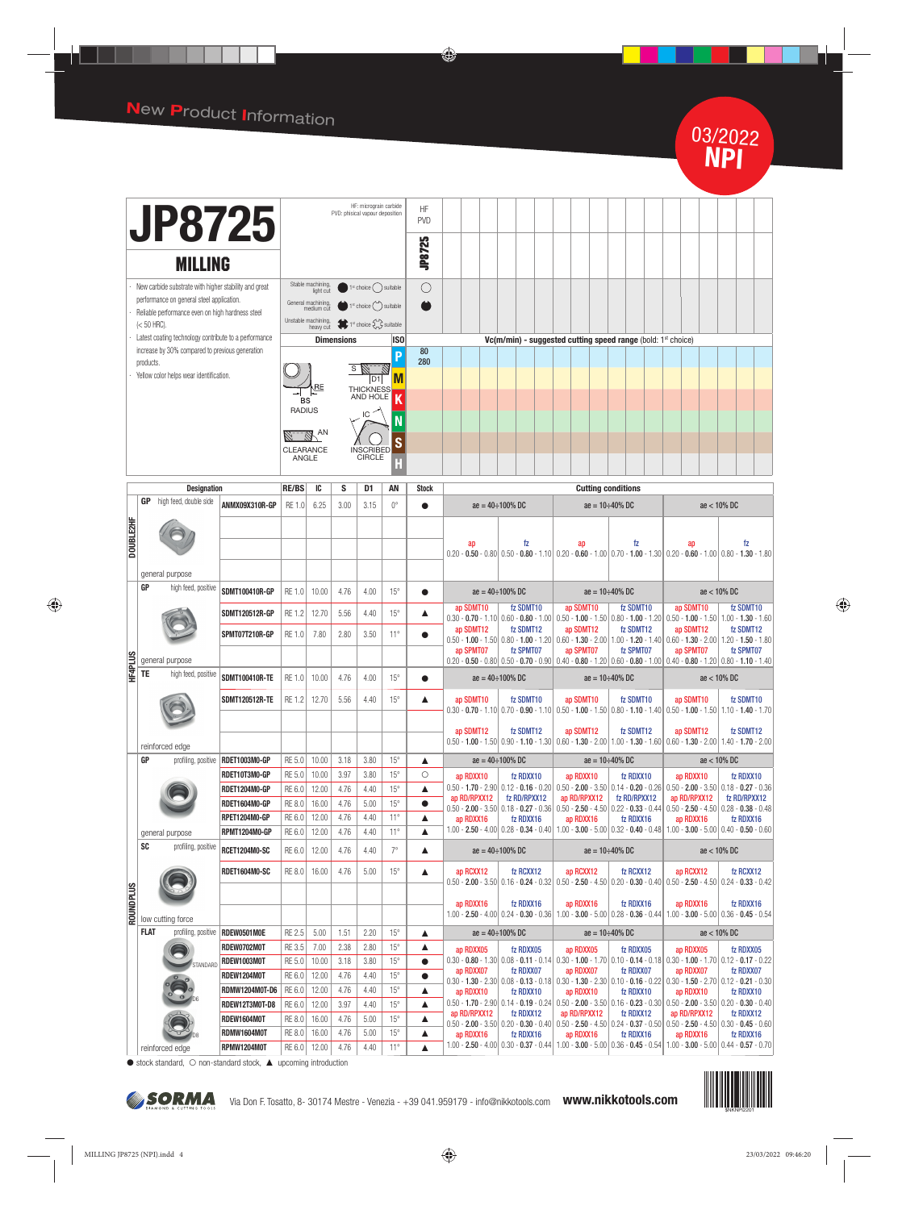# New Product Information

03/2022 **NPI**

# JP8725

## MILLING

- New carbide substrate with higher stability and great performance on general steel application.
- Reliable performance even on high hardness steel (< 50 HRC).
- Latest coating technology contribute to a performance increase by 30% compared to previous generation products.
- Yellow color helps wear identification.

HF: micrograin carbide
PVD: phisical vapour deposition

| | | HF PVD JP8725 |
|---|---|---|
| Stable machining, light cut | ● 1st choice ○ suitable | ○ |
| General machining, medium cut | ● 1st choice ○ suitable | ● |
| Unstable machining, heavy cut | 1st choice suitable | |

**Dimensions**: RE, BS RADIUS; S, D1 THICKNESS AND HOLE; AN CLEARANCE ANGLE; IC INSCRIBED CIRCLE

| ISO | Vc(m/min) - suggested cutting speed range (bold: 1st choice) |
|---|---|
| P | 80 280 |
| M | |
| K | |
| N | |
| S | |
| H | |

| | Designation | | RE/BS | IC | S | D1 | AN | Stock | Cutting conditions | | | | | |
|---|---|---|---|---|---|---|---|---|---|---|---|---|---|---|
| DOUBLE2HF | GP high feed, double side, general purpose | ANMX09X310R-GP | RE 1.0 | 6.25 | 3.00 | 3.15 | 0° | ● | ae = 40÷100% DC | | ae = 10÷40% DC | | ae < 10% DC | |
| | | | | | | | | | ap 0.20 - **0.50** - 0.80 | fz 0.50 - **0.80** - 1.10 | ap 0.20 - **0.60** - 1.00 | fz 0.70 - **1.00** - 1.30 | ap 0.20 - **0.60** - 1.00 | fz 0.80 - **1.30** - 1.80 |
| HF4PLUS | GP high feed, positive, general purpose | SDMT100410R-GP | RE 1.0 | 10.00 | 4.76 | 4.00 | 15° | ● | ae = 40÷100% DC | | ae = 10÷40% DC | | ae < 10% DC | |
| | | | | | | | | | ap SDMT10 0.30 - **0.70** - 1.10 | fz SDMT10 0.60 - **0.80** - 1.00 | ap SDMT10 0.50 - **1.00** - 1.50 | fz SDMT10 0.80 - **1.00** - 1.20 | ap SDMT10 0.50 - **1.00** - 1.50 | fz SDMT10 1.00 - **1.30** - 1.60 |
| | | SDMT120512R-GP | RE 1.2 | 12.70 | 5.56 | 4.40 | 15° | ▲ | ap SDMT12 0.50 - **1.00** - 1.50 | fz SDMT12 0.80 - **1.00** - 1.20 | ap SDMT12 0.60 - **1.30** - 2.00 | fz SDMT12 1.00 - **1.20** - 1.40 | ap SDMT12 0.60 - **1.30** - 2.00 | fz SDMT12 1.20 - **1.50** - 1.80 |
| | | SPMT07T210R-GP | RE 1.0 | 7.80 | 2.80 | 3.50 | 11° | ● | ap SPMT07 0.20 - **0.50** - 0.80 | fz SPMT07 0.50 - **0.70** - 0.90 | ap SPMT07 0.40 - **0.80** - 1.20 | fz SPMT07 0.60 - **0.80** - 1.00 | ap SPMT07 0.40 - **0.80** - 1.20 | fz SPMT07 0.80 - **1.10** - 1.40 |
| | TE high feed, positive, reinforced edge | SDMT100410R-TE | RE 1.0 | 10.00 | 4.76 | 4.00 | 15° | ● | ae = 40÷100% DC | | ae = 10÷40% DC | | ae < 10% DC | |
| | | | | | | | | | ap SDMT10 0.30 - **0.70** - 1.10 | fz SDMT10 0.70 - **0.90** - 1.10 | ap SDMT10 0.50 - **1.00** - 1.50 | fz SDMT10 0.80 - **1.10** - 1.40 | ap SDMT10 0.50 - **1.00** - 1.50 | fz SDMT10 1.10 - **1.40** - 1.70 |
| | | SDMT120512R-TE | RE 1.2 | 12.70 | 5.56 | 4.40 | 15° | ▲ | ap SDMT12 0.50 - **1.00** - 1.50 | fz SDMT12 0.90 - **1.10** - 1.30 | ap SDMT12 0.60 - **1.30** - 2.00 | fz SDMT12 1.00 - **1.30** - 1.60 | ap SDMT12 0.60 - **1.30** - 2.00 | fz SDMT12 1.40 - **1.70** - 2.00 |
| ROUNDPLUS | GP profiling, positive, general purpose | RDET1003M0-GP | RE 5.0 | 10.00 | 3.18 | 3.80 | 15° | ▲ | ae = 40÷100% DC | | ae = 10÷40% DC | | ae < 10% DC | |
| | | RDET10T3M0-GP | RE 5.0 | 10.00 | 3.97 | 3.80 | 15° | ○ | ap RDXX10 0.50 - **1.70** - 2.90 | fz RDXX10 0.12 - **0.16** - 0.20 | ap RDXX10 0.50 - **2.00** - 3.50 | fz RDXX10 0.14 - **0.20** - 0.26 | ap RDXX10 0.50 - **2.00** - 3.50 | fz RDXX10 0.18 - **0.27** - 0.36 |
| | | RDET1204M0-GP | RE 6.0 | 12.00 | 4.76 | 4.40 | 15° | ▲ | ap RD/RPXX12 0.50 - **2.00** - 3.50 | fz RD/RPXX12 0.18 - **0.27** - 0.36 | ap RD/RPXX12 0.50 - **2.50** - 4.50 | fz RD/RPXX12 0.22 - **0.33** - 0.44 | ap RD/RPXX12 0.50 - **2.50** - 4.50 | fz RD/RPXX12 0.28 - **0.38** - 0.48 |
| | | RDET1604M0-GP | RE 8.0 | 16.00 | 4.76 | 5.00 | 15° | ● | ap RDXX16 1.00 - **2.50** - 4.00 | fz RDXX16 0.28 - **0.34** - 0.40 | ap RDXX16 1.00 - **3.00** - 5.00 | fz RDXX16 0.32 - **0.40** - 0.48 | ap RDXX16 1.00 - **3.00** - 5.00 | fz RDXX16 0.40 - **0.50** - 0.60 |
| | | RPET1204M0-GP | RE 6.0 | 12.00 | 4.76 | 4.40 | 11° | ▲ | | | | | | |
| | | RPMT1204M0-GP | RE 6.0 | 12.00 | 4.76 | 4.40 | 11° | ▲ | | | | | | |
| | SC profiling, positive, low cutting force | RCET1204M0-SC | RE 6.0 | 12.00 | 4.76 | 4.40 | 7° | ▲ | ae = 40÷100% DC | | ae = 10÷40% DC | | ae < 10% DC | |
| | | RDET1604M0-SC | RE 8.0 | 16.00 | 4.76 | 5.00 | 15° | ▲ | ap RCXX12 0.50 - **2.00** - 3.50 | fz RCXX12 0.16 - **0.24** - 0.32 | ap RCXX12 0.50 - **2.50** - 4.50 | fz RCXX12 0.20 - **0.30** - 0.40 | ap RCXX12 0.50 - **2.50** - 4.50 | fz RCXX12 0.24 - **0.33** - 0.42 |
| | | | | | | | | | ap RDXX16 1.00 - **2.50** - 4.00 | fz RDXX16 0.24 - **0.30** - 0.36 | ap RDXX16 1.00 - **3.00** - 5.00 | fz RDXX16 0.28 - **0.36** - 0.44 | ap RDXX16 1.00 - **3.00** - 5.00 | fz RDXX16 0.36 - **0.45** - 0.54 |
| | FLAT profiling, positive, reinforced edge (STANDARD, D6, D8) | RDEW0501M0E | RE 2.5 | 5.00 | 1.51 | 2.20 | 15° | ▲ | ae = 40÷100% DC | | ae = 10÷40% DC | | ae < 10% DC | |
| | | RDEW0702M0T | RE 3.5 | 7.00 | 2.38 | 2.80 | 15° | ▲ | ap RDXX05 0.30 - **0.80** - 1.30 | fz RDXX05 0.08 - **0.11** - 0.14 | ap RDXX05 0.30 - **1.00** - 1.70 | fz RDXX05 0.10 - **0.14** - 0.18 | ap RDXX05 0.30 - **1.00** - 1.70 | fz RDXX05 0.12 - **0.17** - 0.22 |
| | | RDEW1003M0T | RE 5.0 | 10.00 | 3.18 | 3.80 | 15° | ● | ap RDXX07 0.30 - **1.30** - 2.30 | fz RDXX07 0.08 - **0.13** - 0.18 | ap RDXX07 0.30 - **1.30** - 2.30 | fz RDXX07 0.10 - **0.16** - 0.22 | ap RDXX07 0.30 - **1.50** - 2.70 | fz RDXX07 0.12 - **0.21** - 0.30 |
| | | RDEW1204M0T | RE 6.0 | 12.00 | 4.76 | 4.40 | 15° | ● | ap RDXX10 0.50 - **1.70** - 2.90 | fz RDXX10 0.14 - **0.19** - 0.24 | ap RDXX10 0.50 - **2.00** - 3.50 | fz RDXX10 0.16 - **0.23** - 0.30 | ap RDXX10 0.50 - **2.00** - 3.50 | fz RDXX10 0.20 - **0.30** - 0.40 |
| | | RDMW1204M0T-D6 | RE 6.0 | 12.00 | 4.76 | 4.40 | 15° | ▲ | ap RD/RPXX12 0.50 - **2.00** - 3.50 | fz RDXX12 0.20 - **0.30** - 0.40 | ap RD/RPXX12 0.50 - **2.50** - 4.50 | fz RDXX12 0.24 - **0.37** - 0.50 | ap RD/RPXX12 0.50 - **2.50** - 4.50 | fz RDXX12 0.30 - **0.45** - 0.60 |
| | | RDEW12T3M0T-D8 | RE 6.0 | 12.00 | 3.97 | 4.40 | 15° | ▲ | ap RDXX16 1.00 - **2.50** - 4.00 | fz RDXX16 0.30 - **0.37** - 0.44 | ap RDXX16 1.00 - **3.00** - 5.00 | fz RDXX16 0.36 - **0.45** - 0.54 | ap RDXX16 1.00 - **3.00** - 5.00 | fz RDXX16 0.44 - **0.57** - 0.70 |
| | | RDEW1604M0T | RE 8.0 | 16.00 | 4.76 | 5.00 | 15° | ▲ | | | | | | |
| | | RDMW1604M0T | RE 8.0 | 16.00 | 4.76 | 5.00 | 15° | ▲ | | | | | | |
| | | RPMW1204M0T | RE 6.0 | 12.00 | 4.76 | 4.40 | 11° | ▲ | | | | | | |

● stock standard, ○ non-standard stock, ▲ upcoming introduction

SORMA DIAMOND & CUTTING TOOLS — Via Don F. Tosatto, 8- 30174 Mestre - Venezia - +39 041.959179 - info@nikkotools.com **www.nikkotools.com**